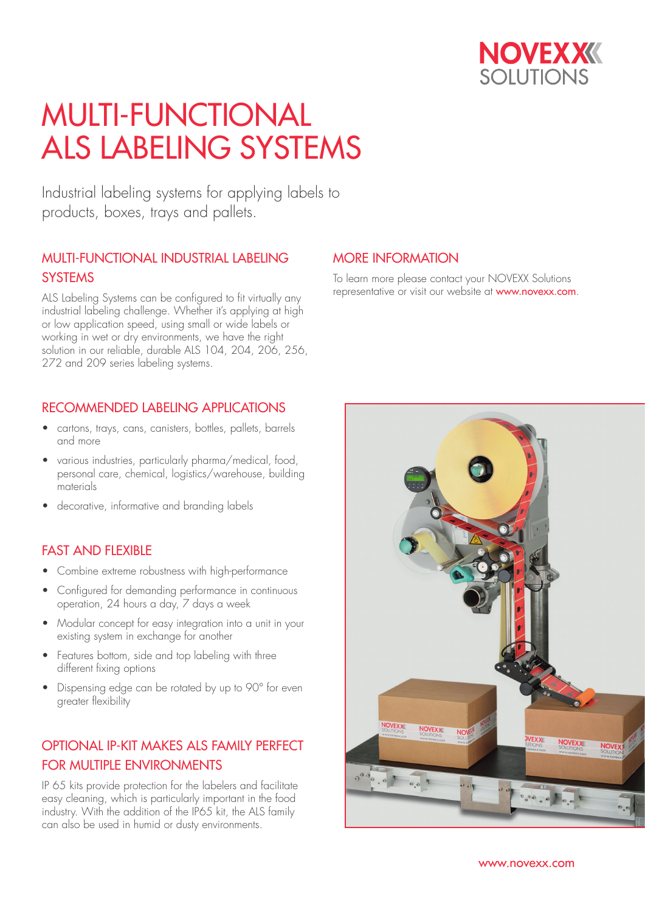NOVEXX SOLUTIONS

# MULTI-FUNCTIONAL ALS LABELING SYSTEMS

Industrial labeling systems for applying labels to products, boxes, trays and pallets.

## MULTI-FUNCTIONAL INDUSTRIAL LABELING SYSTEMS

ALS Labeling Systems can be configured to fit virtually any industrial labeling challenge. Whether it's applying at high or low application speed, using small or wide labels or working in wet or dry environments, we have the right solution in our reliable, durable ALS 104, 204, 206, 256, 272 and 209 series labeling systems.

## RECOMMENDED LABELING APPLICATIONS

- cartons, trays, cans, canisters, bottles, pallets, barrels and more
- various industries, particularly pharma/medical, food, personal care, chemical, logistics/warehouse, building materials
- decorative, informative and branding labels

## FAST AND FLEXIBLE

- Combine extreme robustness with high-performance
- Configured for demanding performance in continuous operation, 24 hours a day, 7 days a week
- Modular concept for easy integration into a unit in your existing system in exchange for another
- Features bottom, side and top labeling with three different fixing options
- Dispensing edge can be rotated by up to 90° for even greater flexibility

## OPTIONAL IP-KIT MAKES ALS FAMILY PERFECT FOR MULTIPLE ENVIRONMENTS

IP 65 kits provide protection for the labelers and facilitate easy cleaning, which is particularly important in the food industry. With the addition of the IP65 kit, the ALS family can also be used in humid or dusty environments.

## MORE INFORMATION

To learn more please contact your NOVEXX Solutions representative or visit our website at www.novexx.com.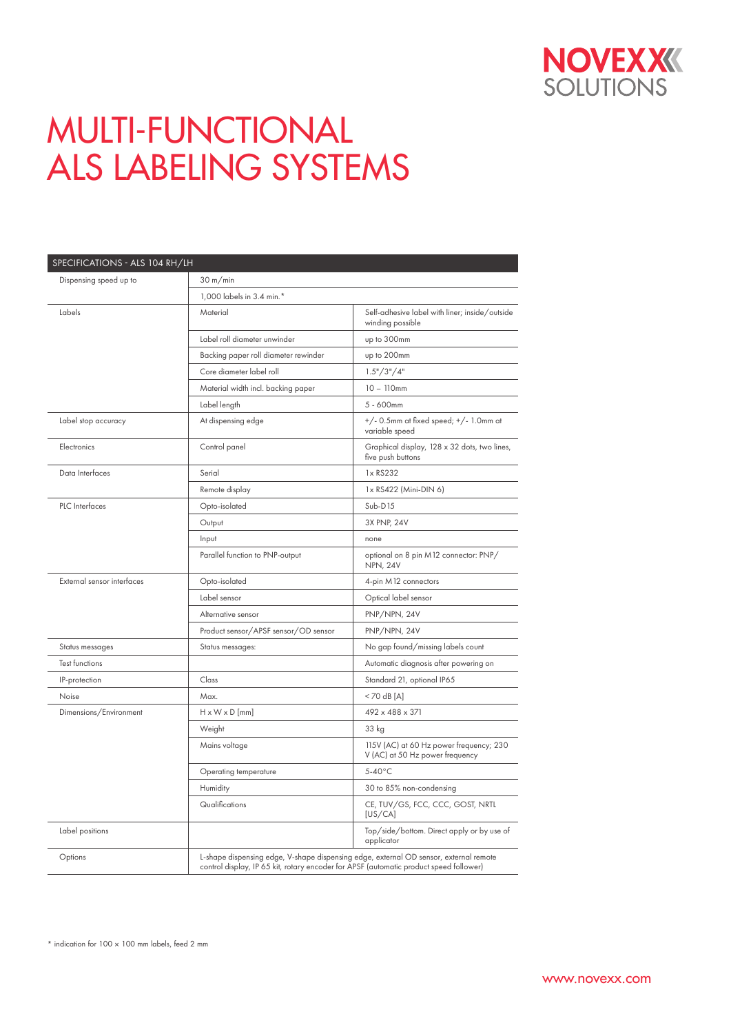# MULTI-FUNCTIONAL ALS LABELING SYSTEMS

| SPECIFICATIONS - ALS 104 RH/LH | | |
|---|---|---|
| Dispensing speed up to | 30 m/min | |
| | 1,000 labels in 3.4 min.* | |
| Labels | Material | Self-adhesive label with liner; inside/outside winding possible |
| | Label roll diameter unwinder | up to 300mm |
| | Backing paper roll diameter rewinder | up to 200mm |
| | Core diameter label roll | 1.5"/3"/4" |
| | Material width incl. backing paper | 10 – 110mm |
| | Label length | 5 - 600mm |
| Label stop accuracy | At dispensing edge | +/- 0.5mm at fixed speed; +/- 1.0mm at variable speed |
| Electronics | Control panel | Graphical display, 128 x 32 dots, two lines, five push buttons |
| Data Interfaces | Serial | 1x RS232 |
| | Remote display | 1x RS422 (Mini-DIN 6) |
| PLC Interfaces | Opto-isolated | Sub-D15 |
| | Output | 3X PNP, 24V |
| | Input | none |
| | Parallel function to PNP-output | optional on 8 pin M12 connector: PNP/NPN, 24V |
| External sensor interfaces | Opto-isolated | 4-pin M12 connectors |
| | Label sensor | Optical label sensor |
| | Alternative sensor | PNP/NPN, 24V |
| | Product sensor/APSF sensor/OD sensor | PNP/NPN, 24V |
| Status messages | Status messages: | No gap found/missing labels count |
| Test functions | | Automatic diagnosis after powering on |
| IP-protection | Class | Standard 21, optional IP65 |
| Noise | Max. | < 70 dB [A] |
| Dimensions/Environment | H x W x D [mm] | 492 x 488 x 371 |
| | Weight | 33 kg |
| | Mains voltage | 115V (AC) at 60 Hz power frequency; 230 V (AC) at 50 Hz power frequency |
| | Operating temperature | 5-40°C |
| | Humidity | 30 to 85% non-condensing |
| | Qualifications | CE, TUV/GS, FCC, CCC, GOST, NRTL [US/CA] |
| Label positions | | Top/side/bottom. Direct apply or by use of applicator |
| Options | L-shape dispensing edge, V-shape dispensing edge, external OD sensor, external remote control display, IP 65 kit, rotary encoder for APSF (automatic product speed follower) | |

* indication for 100 × 100 mm labels, feed 2 mm

www.novexx.com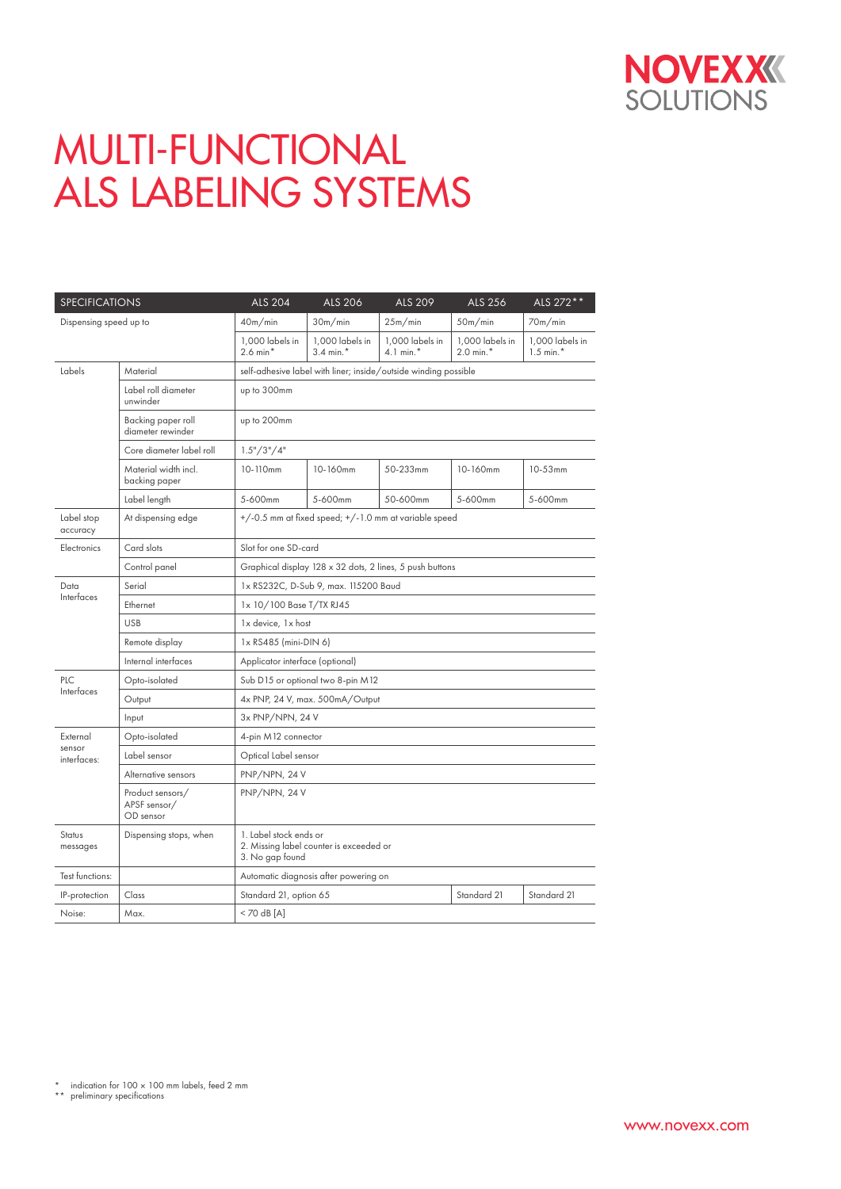# MULTI-FUNCTIONAL ALS LABELING SYSTEMS

| SPECIFICATIONS | | ALS 204 | ALS 206 | ALS 209 | ALS 256 | ALS 272** |
|---|---|---|---|---|---|---|
| Dispensing speed up to | | 40m/min | 30m/min | 25m/min | 50m/min | 70m/min |
| | | 1,000 labels in 2.6 min* | 1,000 labels in 3.4 min.* | 1,000 labels in 4.1 min.* | 1,000 labels in 2.0 min.* | 1,000 labels in 1.5 min.* |
| Labels | Material | self-adhesive label with liner; inside/outside winding possible | | | | |
| | Label roll diameter unwinder | up to 300mm | | | | |
| | Backing paper roll diameter rewinder | up to 200mm | | | | |
| | Core diameter label roll | 1.5"/3"/4" | | | | |
| | Material width incl. backing paper | 10-110mm | 10-160mm | 50-233mm | 10-160mm | 10-53mm |
| | Label length | 5-600mm | 5-600mm | 50-600mm | 5-600mm | 5-600mm |
| Label stop accuracy | At dispensing edge | +/-0.5 mm at fixed speed; +/-1.0 mm at variable speed | | | | |
| Electronics | Card slots | Slot for one SD-card | | | | |
| | Control panel | Graphical display 128 x 32 dots, 2 lines, 5 push buttons | | | | |
| Data Interfaces | Serial | 1x RS232C, D-Sub 9, max. 115200 Baud | | | | |
| | Ethernet | 1x 10/100 Base T/TX RJ45 | | | | |
| | USB | 1x device, 1x host | | | | |
| | Remote display | 1x RS485 (mini-DIN 6) | | | | |
| | Internal interfaces | Applicator interface (optional) | | | | |
| PLC Interfaces | Opto-isolated | Sub D15 or optional two 8-pin M12 | | | | |
| | Output | 4x PNP, 24 V, max. 500mA/Output | | | | |
| | Input | 3x PNP/NPN, 24 V | | | | |
| External sensor interfaces: | Opto-isolated | 4-pin M12 connector | | | | |
| | Label sensor | Optical Label sensor | | | | |
| | Alternative sensors | PNP/NPN, 24 V | | | | |
| | Product sensors/ APSF sensor/ OD sensor | PNP/NPN, 24 V | | | | |
| Status messages | Dispensing stops, when | 1. Label stock ends or<br>2. Missing label counter is exceeded or<br>3. No gap found | | | | |
| Test functions: | | Automatic diagnosis after powering on | | | | |
| IP-protection | Class | Standard 21, option 65 | | | Standard 21 | Standard 21 |
| Noise: | Max. | < 70 dB [A] | | | | |

\* indication for 100 × 100 mm labels, feed 2 mm
\*\* preliminary specifications

www.novexx.com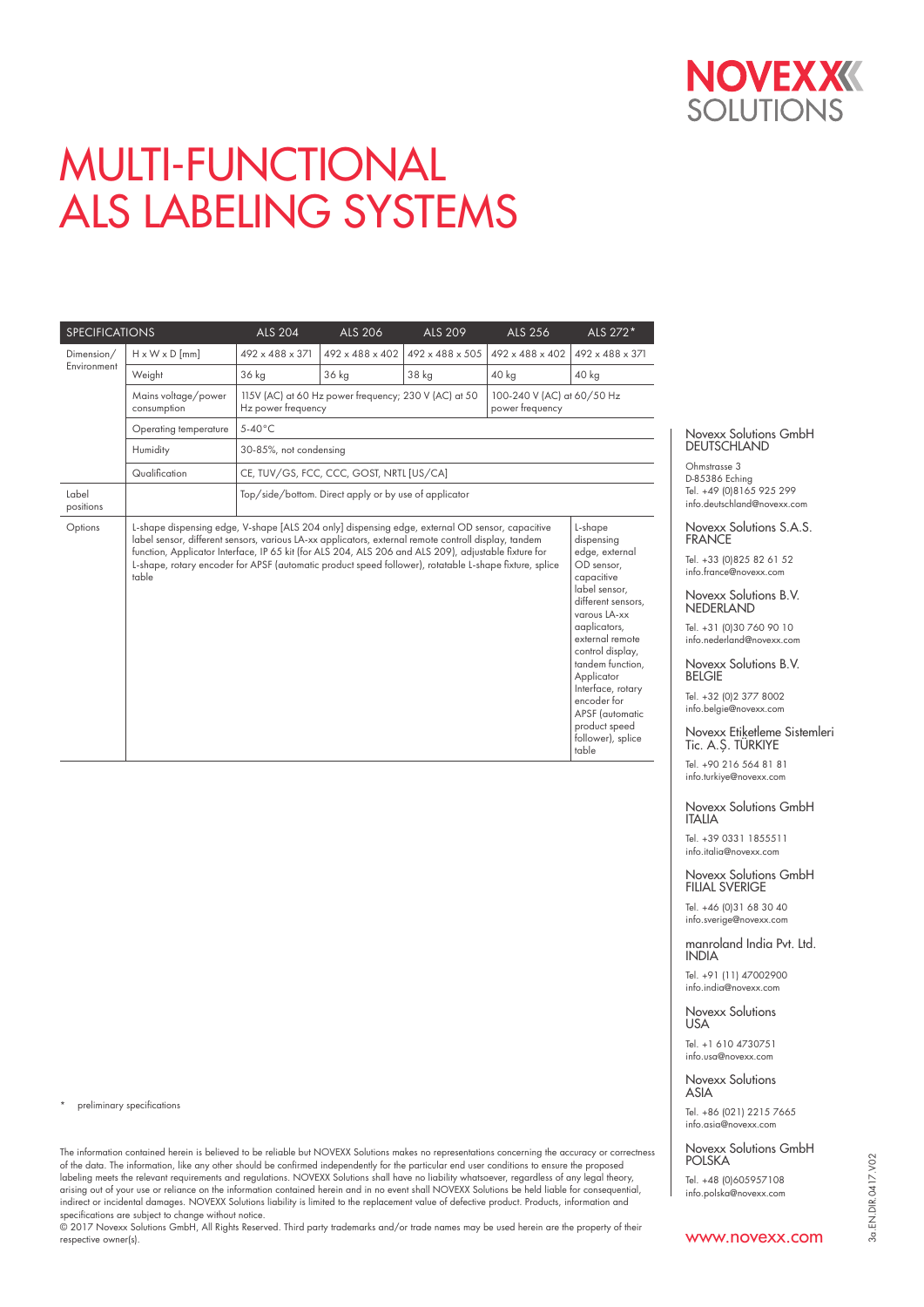NOVEXX SOLUTIONS

# MULTI-FUNCTIONAL ALS LABELING SYSTEMS

| SPECIFICATIONS | | ALS 204 | ALS 206 | ALS 209 | ALS 256 | ALS 272* |
|---|---|---|---|---|---|---|
| Dimension/ Environment | H x W x D [mm] | 492 x 488 x 371 | 492 x 488 x 402 | 492 x 488 x 505 | 492 x 488 x 402 | 492 x 488 x 371 |
| | Weight | 36 kg | 36 kg | 38 kg | 40 kg | 40 kg |
| | Mains voltage/power consumption | 115V (AC) at 60 Hz power frequency; 230 V (AC) at 50 Hz power frequency | | | 100-240 V (AC) at 60/50 Hz power frequency | |
| | Operating temperature | 5-40°C | | | | |
| | Humidity | 30-85%, not condensing | | | | |
| | Qualification | CE, TUV/GS, FCC, CCC, GOST, NRTL [US/CA] | | | | |
| Label positions | | Top/side/bottom. Direct apply or by use of applicator | | | | |
| Options | L-shape dispensing edge, V-shape [ALS 204 only] dispensing edge, external OD sensor, capacitive label sensor, different sensors, various LA-xx applicators, external remote controll display, tandem function, Applicator Interface, IP 65 kit (for ALS 204, ALS 206 and ALS 209), adjustable fixture for L-shape, rotary encoder for APSF (automatic product speed follower), rotatable L-shape fixture, splice table | | | | | L-shape dispensing edge, external OD sensor, capacitive label sensor, different sensors, varous LA-xx aaplicators, external remote control display, tandem function, Applicator Interface, rotary encoder for APSF (automatic product speed follower), splice table |

\* preliminary specifications

The information contained herein is believed to be reliable but NOVEXX Solutions makes no representations concerning the accuracy or correctness of the data. The information, like any other should be confirmed independently for the particular end user conditions to ensure the proposed labeling meets the relevant requirements and regulations. NOVEXX Solutions shall have no liability whatsoever, regardless of any legal theory, arising out of your use or reliance on the information contained herein and in no event shall NOVEXX Solutions be held liable for consequential, indirect or incidental damages. NOVEXX Solutions liability is limited to the replacement value of defective product. Products, information and specifications are subject to change without notice.
© 2017 Novexx Solutions GmbH, All Rights Reserved. Third party trademarks and/or trade names may be used herein are the property of their respective owner(s).

Novexx Solutions GmbH
DEUTSCHLAND

Ohmstrasse 3
D-85386 Eching
Tel. +49 (0)8165 925 299
info.deutschland@novexx.com

Novexx Solutions S.A.S.
FRANCE

Tel. +33 (0)825 82 61 52
info.france@novexx.com

Novexx Solutions B.V.
NEDERLAND

Tel. +31 (0)30 760 90 10
info.nederland@novexx.com

Novexx Solutions B.V.
BELGIE

Tel. +32 (0)2 377 8002
info.belgie@novexx.com

Novexx Etiketleme Sistemleri
Tic. A.Ş. TÜRKIYE

Tel. +90 216 564 81 81
info.turkiye@novexx.com

Novexx Solutions GmbH
ITALIA

Tel. +39 0331 1855511
info.italia@novexx.com

Novexx Solutions GmbH
FILIAL SVERIGE

Tel. +46 (0)31 68 30 40
info.sverige@novexx.com

manroland India Pvt. Ltd.
INDIA

Tel. +91 (11) 47002900
info.india@novexx.com

Novexx Solutions
USA

Tel. +1 610 4730751
info.usa@novexx.com

Novexx Solutions
ASIA

Tel. +86 (021) 2215 7665
info.asia@novexx.com

Novexx Solutions GmbH
POLSKA

Tel. +48 (0)605957108
info.polska@novexx.com

www.novexx.com

3a.EN.DIR.0417.V02